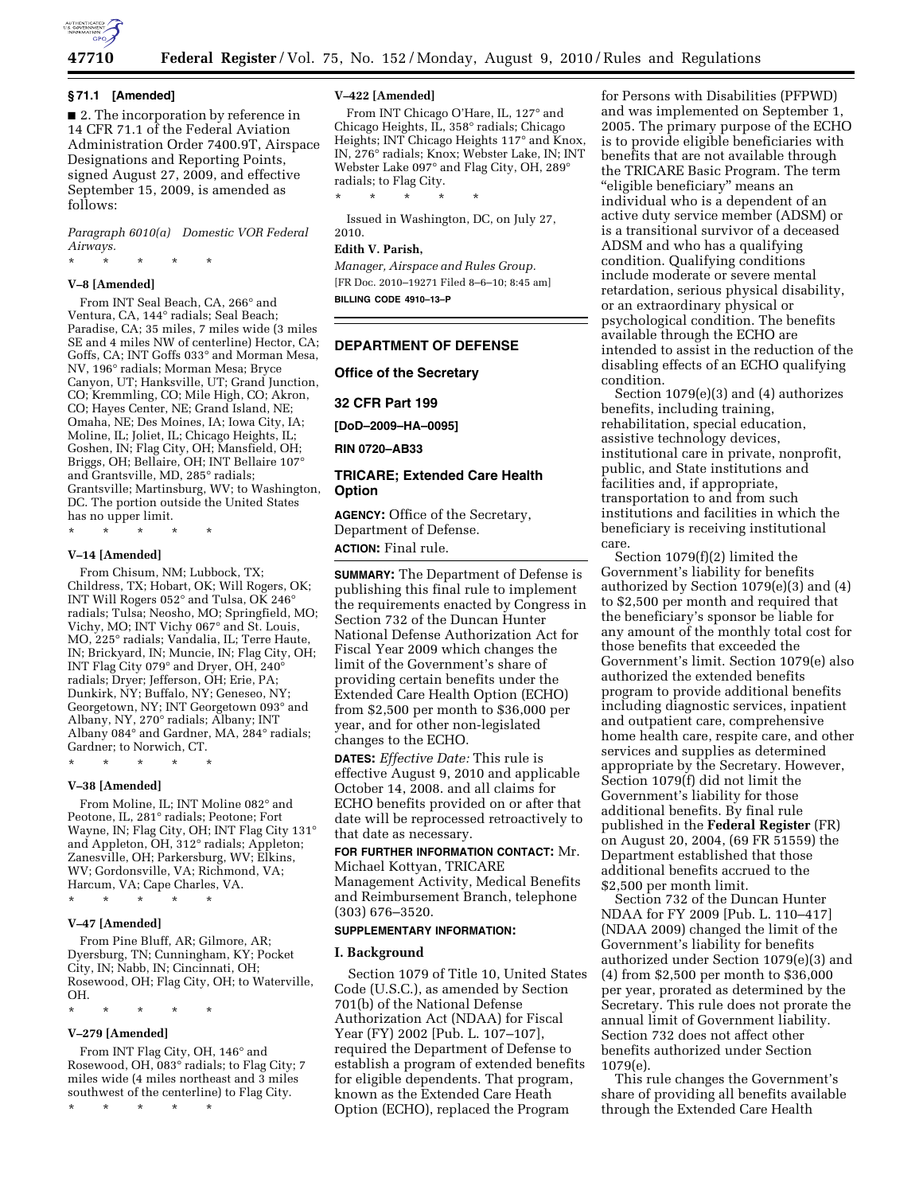## § 71.1 [Amended]

■ 2. The incorporation by reference in 14 CFR 71.1 of the Federal Aviation Administration Order 7400.9T, Airspace Designations and Reporting Points, signed August 27, 2009, and effective September 15, 2009, is amended as follows:

*Paragraph 6010(a) Domestic VOR Federal Airways.*

\* \* \* \* \*

**V–8 [Amended]**

From INT Seal Beach, CA, 266° and Ventura, CA, 144° radials; Seal Beach; Paradise, CA; 35 miles, 7 miles wide (3 miles SE and 4 miles NW of centerline) Hector, CA; Goffs, CA; INT Goffs 033° and Morman Mesa, NV, 196° radials; Morman Mesa; Bryce Canyon, UT; Hanksville, UT; Grand Junction, CO; Kremmling, CO; Mile High, CO; Akron, CO; Hayes Center, NE; Grand Island, NE; Omaha, NE; Des Moines, IA; Iowa City, IA; Moline, IL; Joliet, IL; Chicago Heights, IL; Goshen, IN; Flag City, OH; Mansfield, OH; Briggs, OH; Bellaire, OH; INT Bellaire 107° and Grantsville, MD, 285° radials; Grantsville; Martinsburg, WV; to Washington, DC. The portion outside the United States has no upper limit.

\* \* \* \* \*

**V–14 [Amended]**

From Chisum, NM; Lubbock, TX; Childress, TX; Hobart, OK; Will Rogers, OK; INT Will Rogers 052° and Tulsa, OK 246° radials; Tulsa; Neosho, MO; Springfield, MO; Vichy, MO; INT Vichy 067° and St. Louis, MO, 225° radials; Vandalia, IL; Terre Haute, IN; Brickyard, IN; Muncie, IN; Flag City, OH; INT Flag City 079° and Dryer, OH, 240° radials; Dryer; Jefferson, OH; Erie, PA; Dunkirk, NY; Buffalo, NY; Geneseo, NY; Georgetown, NY; INT Georgetown 093° and Albany, NY, 270° radials; Albany; INT Albany 084° and Gardner, MA, 284° radials; Gardner; to Norwich, CT.

\* \* \* \* \*

**V–38 [Amended]**

From Moline, IL; INT Moline 082° and Peotone, IL, 281° radials; Peotone; Fort Wayne, IN; Flag City, OH; INT Flag City 131° and Appleton, OH, 312° radials; Appleton; Zanesville, OH; Parkersburg, WV; Elkins, WV; Gordonsville, VA; Richmond, VA; Harcum, VA; Cape Charles, VA.

\* \* \* \* \*

**V–47 [Amended]**

From Pine Bluff, AR; Gilmore, AR; Dyersburg, TN; Cunningham, KY; Pocket City, IN; Nabb, IN; Cincinnati, OH; Rosewood, OH; Flag City, OH; to Waterville, OH.

\* \* \* \* \*

**V–279 [Amended]**

From INT Flag City, OH, 146° and Rosewood, OH, 083° radials; to Flag City; 7 miles wide (4 miles northeast and 3 miles southwest of the centerline) to Flag City.

\* \* \* \* \*

**V–422 [Amended]**

From INT Chicago O'Hare, IL, 127° and Chicago Heights, IL, 358° radials; Chicago Heights; INT Chicago Heights 117° and Knox, IN, 276° radials; Knox; Webster Lake, IN; INT Webster Lake 097° and Flag City, OH, 289° radials; to Flag City.

\* \* \* \* \*

Issued in Washington, DC, on July 27, 2010.

**Edith V. Parish,**

*Manager, Airspace and Rules Group.*

[FR Doc. 2010–19271 Filed 8–6–10; 8:45 am]

**BILLING CODE 4910–13–P**

---

## DEPARTMENT OF DEFENSE

### Office of the Secretary

### 32 CFR Part 199

**[DoD–2009–HA–0095]**

**RIN 0720–AB33**

### TRICARE; Extended Care Health Option

**AGENCY:** Office of the Secretary, Department of Defense.

**ACTION:** Final rule.

**SUMMARY:** The Department of Defense is publishing this final rule to implement the requirements enacted by Congress in Section 732 of the Duncan Hunter National Defense Authorization Act for Fiscal Year 2009 which changes the limit of the Government's share of providing certain benefits under the Extended Care Health Option (ECHO) from $2,500 per month to $36,000 per year, and for other non-legislated changes to the ECHO.

**DATES:** *Effective Date:* This rule is effective August 9, 2010 and applicable October 14, 2008. and all claims for ECHO benefits provided on or after that date will be reprocessed retroactively to that date as necessary.

**FOR FURTHER INFORMATION CONTACT:** Mr. Michael Kottyan, TRICARE Management Activity, Medical Benefits and Reimbursement Branch, telephone (303) 676–3520.

**SUPPLEMENTARY INFORMATION:**

#### I. Background

Section 1079 of Title 10, United States Code (U.S.C.), as amended by Section 701(b) of the National Defense Authorization Act (NDAA) for Fiscal Year (FY) 2002 [Pub. L. 107–107], required the Department of Defense to establish a program of extended benefits for eligible dependents. That program, known as the Extended Care Heath Option (ECHO), replaced the Program for Persons with Disabilities (PFPWD) and was implemented on September 1, 2005. The primary purpose of the ECHO is to provide eligible beneficiaries with benefits that are not available through the TRICARE Basic Program. The term "eligible beneficiary" means an individual who is a dependent of an active duty service member (ADSM) or is a transitional survivor of a deceased ADSM and who has a qualifying condition. Qualifying conditions include moderate or severe mental retardation, serious physical disability, or an extraordinary physical or psychological condition. The benefits available through the ECHO are intended to assist in the reduction of the disabling effects of an ECHO qualifying condition.

Section 1079(e)(3) and (4) authorizes benefits, including training, rehabilitation, special education, assistive technology devices, institutional care in private, nonprofit, public, and State institutions and facilities and, if appropriate, transportation to and from such institutions and facilities in which the beneficiary is receiving institutional care.

Section 1079(f)(2) limited the Government's liability for benefits authorized by Section 1079(e)(3) and (4) to $2,500 per month and required that the beneficiary's sponsor be liable for any amount of the monthly total cost for those benefits that exceeded the Government's limit. Section 1079(e) also authorized the extended benefits program to provide additional benefits including diagnostic services, inpatient and outpatient care, comprehensive home health care, respite care, and other services and supplies as determined appropriate by the Secretary. However, Section 1079(f) did not limit the Government's liability for those additional benefits. By final rule published in the **Federal Register** (FR) on August 20, 2004, (69 FR 51559) the Department established that those additional benefits accrued to the $2,500 per month limit.

Section 732 of the Duncan Hunter NDAA for FY 2009 [Pub. L. 110–417] (NDAA 2009) changed the limit of the Government's liability for benefits authorized under Section 1079(e)(3) and (4) from $2,500 per month to $36,000 per year, prorated as determined by the Secretary. This rule does not prorate the annual limit of Government liability. Section 732 does not affect other benefits authorized under Section 1079(e).

This rule changes the Government's share of providing all benefits available through the Extended Care Health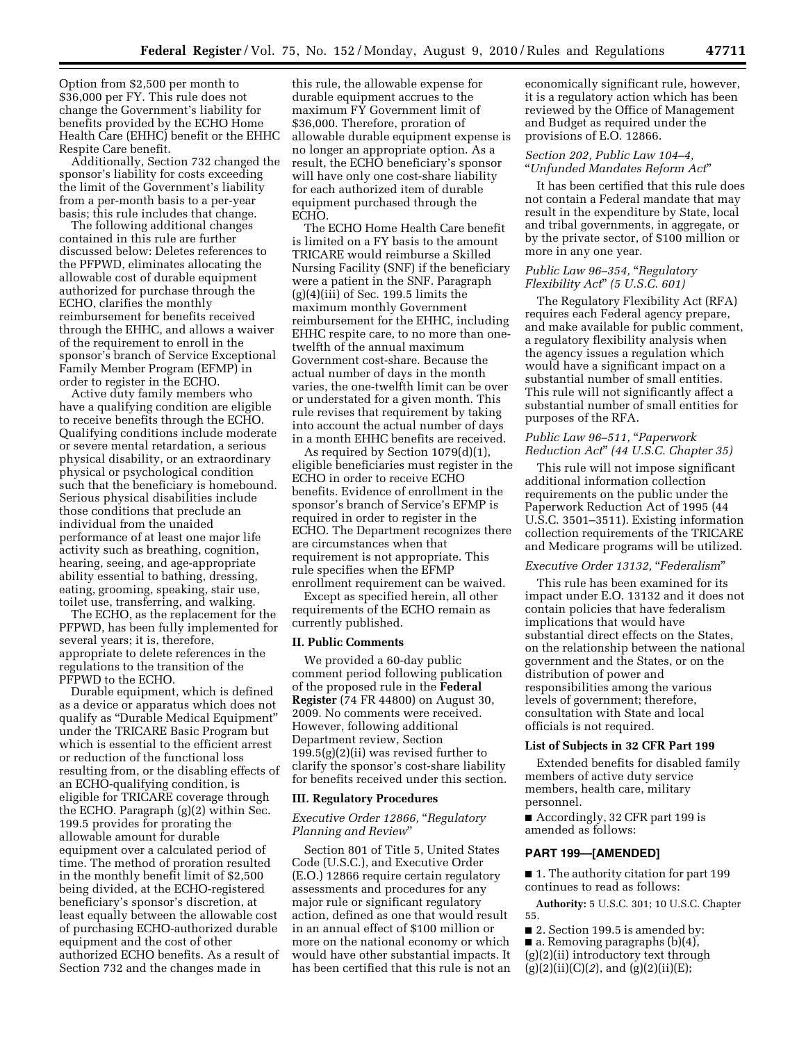Option from $2,500 per month to $36,000 per FY. This rule does not change the Government's liability for benefits provided by the ECHO Home Health Care (EHHC) benefit or the EHHC Respite Care benefit.

Additionally, Section 732 changed the sponsor's liability for costs exceeding the limit of the Government's liability from a per-month basis to a per-year basis; this rule includes that change.

The following additional changes contained in this rule are further discussed below: Deletes references to the PFPWD, eliminates allocating the allowable cost of durable equipment authorized for purchase through the ECHO, clarifies the monthly reimbursement for benefits received through the EHHC, and allows a waiver of the requirement to enroll in the sponsor's branch of Service Exceptional Family Member Program (EFMP) in order to register in the ECHO.

Active duty family members who have a qualifying condition are eligible to receive benefits through the ECHO. Qualifying conditions include moderate or severe mental retardation, a serious physical disability, or an extraordinary physical or psychological condition such that the beneficiary is homebound. Serious physical disabilities include those conditions that preclude an individual from the unaided performance of at least one major life activity such as breathing, cognition, hearing, seeing, and age-appropriate ability essential to bathing, dressing, eating, grooming, speaking, stair use, toilet use, transferring, and walking.

The ECHO, as the replacement for the PFPWD, has been fully implemented for several years; it is, therefore, appropriate to delete references in the regulations to the transition of the PFPWD to the ECHO.

Durable equipment, which is defined as a device or apparatus which does not qualify as "Durable Medical Equipment" under the TRICARE Basic Program but which is essential to the efficient arrest or reduction of the functional loss resulting from, or the disabling effects of an ECHO-qualifying condition, is eligible for TRICARE coverage through the ECHO. Paragraph (g)(2) within Sec. 199.5 provides for prorating the allowable amount for durable equipment over a calculated period of time. The method of proration resulted in the monthly benefit limit of $2,500 being divided, at the ECHO-registered beneficiary's sponsor's discretion, at least equally between the allowable cost of purchasing ECHO-authorized durable equipment and the cost of other authorized ECHO benefits. As a result of Section 732 and the changes made in this rule, the allowable expense for durable equipment accrues to the maximum FY Government limit of $36,000. Therefore, proration of allowable durable equipment expense is no longer an appropriate option. As a result, the ECHO beneficiary's sponsor will have only one cost-share liability for each authorized item of durable equipment purchased through the ECHO.

The ECHO Home Health Care benefit is limited on a FY basis to the amount TRICARE would reimburse a Skilled Nursing Facility (SNF) if the beneficiary were a patient in the SNF. Paragraph (g)(4)(iii) of Sec. 199.5 limits the maximum monthly Government reimbursement for the EHHC, including EHHC respite care, to no more than one-twelfth of the annual maximum Government cost-share. Because the actual number of days in the month varies, the one-twelfth limit can be over or understated for a given month. This rule revises that requirement by taking into account the actual number of days in a month EHHC benefits are received.

As required by Section 1079(d)(1), eligible beneficiaries must register in the ECHO in order to receive ECHO benefits. Evidence of enrollment in the sponsor's branch of Service's EFMP is required in order to register in the ECHO. The Department recognizes there are circumstances when that requirement is not appropriate. This rule specifies when the EFMP enrollment requirement can be waived.

Except as specified herein, all other requirements of the ECHO remain as currently published.

## II. Public Comments

We provided a 60-day public comment period following publication of the proposed rule in the **Federal Register** (74 FR 44800) on August 30, 2009. No comments were received. However, following additional Department review, Section 199.5(g)(2)(ii) was revised further to clarify the sponsor's cost-share liability for benefits received under this section.

## III. Regulatory Procedures

### *Executive Order 12866, "Regulatory Planning and Review"*

Section 801 of Title 5, United States Code (U.S.C.), and Executive Order (E.O.) 12866 require certain regulatory assessments and procedures for any major rule or significant regulatory action, defined as one that would result in an annual effect of $100 million or more on the national economy or which would have other substantial impacts. It has been certified that this rule is not an economically significant rule, however, it is a regulatory action which has been reviewed by the Office of Management and Budget as required under the provisions of E.O. 12866.

### *Section 202, Public Law 104–4, "Unfunded Mandates Reform Act"*

It has been certified that this rule does not contain a Federal mandate that may result in the expenditure by State, local and tribal governments, in aggregate, or by the private sector, of $100 million or more in any one year.

### *Public Law 96–354, "Regulatory Flexibility Act" (5 U.S.C. 601)*

The Regulatory Flexibility Act (RFA) requires each Federal agency prepare, and make available for public comment, a regulatory flexibility analysis when the agency issues a regulation which would have a significant impact on a substantial number of small entities. This rule will not significantly affect a substantial number of small entities for purposes of the RFA.

### *Public Law 96–511, "Paperwork Reduction Act" (44 U.S.C. Chapter 35)*

This rule will not impose significant additional information collection requirements on the public under the Paperwork Reduction Act of 1995 (44 U.S.C. 3501–3511). Existing information collection requirements of the TRICARE and Medicare programs will be utilized.

### *Executive Order 13132, "Federalism"*

This rule has been examined for its impact under E.O. 13132 and it does not contain policies that have federalism implications that would have substantial direct effects on the States, on the relationship between the national government and the States, or on the distribution of power and responsibilities among the various levels of government; therefore, consultation with State and local officials is not required.

### List of Subjects in 32 CFR Part 199

Extended benefits for disabled family members of active duty service members, health care, military personnel.

■ Accordingly, 32 CFR part 199 is amended as follows:

## PART 199—[AMENDED]

■ 1. The authority citation for part 199 continues to read as follows:

**Authority:** 5 U.S.C. 301; 10 U.S.C. Chapter 55.

■ 2. Section 199.5 is amended by:

■ a. Removing paragraphs (b)(4), (g)(2)(ii) introductory text through (g)(2)(ii)(C)(*2*), and (g)(2)(ii)(E);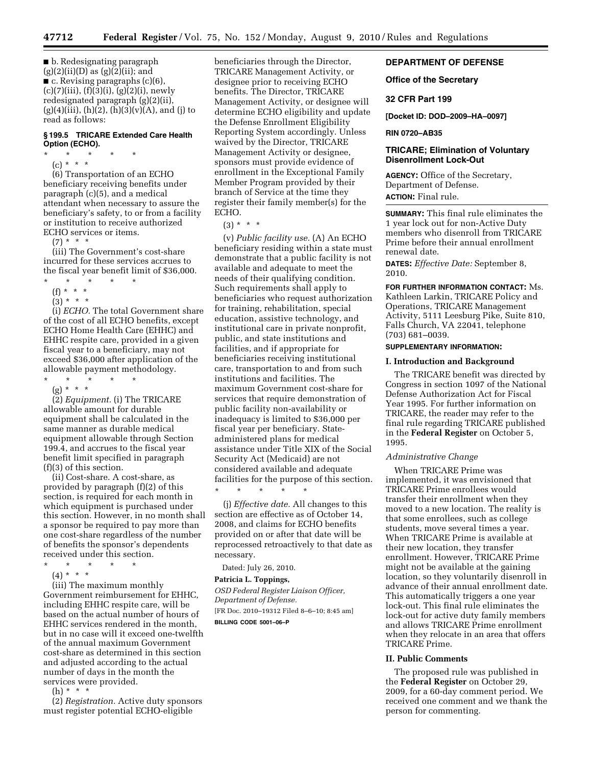■ b. Redesignating paragraph (g)(2)(ii)(D) as (g)(2)(ii); and

■ c. Revising paragraphs (c)(6), (c)(7)(iii), (f)(3)(i), (g)(2)(i), newly redesignated paragraph (g)(2)(ii), (g)(4)(iii), (h)(2), (h)(3)(v)(A), and (j) to read as follows:

**§ 199.5 TRICARE Extended Care Health Option (ECHO).**

\* \* \* \* \*

(c) \* \* \*

(6) Transportation of an ECHO beneficiary receiving benefits under paragraph (c)(5), and a medical attendant when necessary to assure the beneficiary's safety, to or from a facility or institution to receive authorized ECHO services or items.

(7) \* \* \*

(iii) The Government's cost-share incurred for these services accrues to the fiscal year benefit limit of $36,000.

\* \* \* \* \*

(f) \* \* \*

(3) \* \* \*

(i) *ECHO.* The total Government share of the cost of all ECHO benefits, except ECHO Home Health Care (EHHC) and EHHC respite care, provided in a given fiscal year to a beneficiary, may not exceed $36,000 after application of the allowable payment methodology.

\* \* \* \* \*

(g) \* \* \*

(2) *Equipment.* (i) The TRICARE allowable amount for durable equipment shall be calculated in the same manner as durable medical equipment allowable through Section 199.4, and accrues to the fiscal year benefit limit specified in paragraph (f)(3) of this section.

(ii) Cost-share. A cost-share, as provided by paragraph (f)(2) of this section, is required for each month in which equipment is purchased under this section. However, in no month shall a sponsor be required to pay more than one cost-share regardless of the number of benefits the sponsor's dependents received under this section.

\* \* \* \* \*

(4) \* \* \*

(iii) The maximum monthly Government reimbursement for EHHC, including EHHC respite care, will be based on the actual number of hours of EHHC services rendered in the month, but in no case will it exceed one-twelfth of the annual maximum Government cost-share as determined in this section and adjusted according to the actual number of days in the month the services were provided.

(h) \* \* \*

(2) *Registration.* Active duty sponsors must register potential ECHO-eligible beneficiaries through the Director, TRICARE Management Activity, or designee prior to receiving ECHO benefits. The Director, TRICARE Management Activity, or designee will determine ECHO eligibility and update the Defense Enrollment Eligibility Reporting System accordingly. Unless waived by the Director, TRICARE Management Activity or designee, sponsors must provide evidence of enrollment in the Exceptional Family Member Program provided by their branch of Service at the time they register their family member(s) for the ECHO.

(3) \* \* \*

(v) *Public facility use.* (A) An ECHO beneficiary residing within a state must demonstrate that a public facility is not available and adequate to meet the needs of their qualifying condition. Such requirements shall apply to beneficiaries who request authorization for training, rehabilitation, special education, assistive technology, and institutional care in private nonprofit, public, and state institutions and facilities, and if appropriate for beneficiaries receiving institutional care, transportation to and from such institutions and facilities. The maximum Government cost-share for services that require demonstration of public facility non-availability or inadequacy is limited to $36,000 per fiscal year per beneficiary. State-administered plans for medical assistance under Title XIX of the Social Security Act (Medicaid) are not considered available and adequate facilities for the purpose of this section.

\* \* \* \* \*

(j) *Effective date.* All changes to this section are effective as of October 14, 2008, and claims for ECHO benefits provided on or after that date will be reprocessed retroactively to that date as necessary.

Dated: July 26, 2010.

**Patricia L. Toppings,**

*OSD Federal Register Liaison Officer, Department of Defense.*

[FR Doc. 2010–19312 Filed 8–6–10; 8:45 am]

**BILLING CODE 5001–06–P**

**DEPARTMENT OF DEFENSE**

**Office of the Secretary**

**32 CFR Part 199**

**[Docket ID: DOD–2009–HA–0097]**

**RIN 0720–AB35**

## TRICARE; Elimination of Voluntary Disenrollment Lock-Out

**AGENCY:** Office of the Secretary, Department of Defense.

**ACTION:** Final rule.

**SUMMARY:** This final rule eliminates the 1 year lock out for non-Active Duty members who disenroll from TRICARE Prime before their annual enrollment renewal date.

**DATES:** *Effective Date:* September 8, 2010.

**FOR FURTHER INFORMATION CONTACT:** Ms. Kathleen Larkin, TRICARE Policy and Operations, TRICARE Management Activity, 5111 Leesburg Pike, Suite 810, Falls Church, VA 22041, telephone (703) 681–0039.

**SUPPLEMENTARY INFORMATION:**

### I. Introduction and Background

The TRICARE benefit was directed by Congress in section 1097 of the National Defense Authorization Act for Fiscal Year 1995. For further information on TRICARE, the reader may refer to the final rule regarding TRICARE published in the **Federal Register** on October 5, 1995.

*Administrative Change*

When TRICARE Prime was implemented, it was envisioned that TRICARE Prime enrollees would transfer their enrollment when they moved to a new location. The reality is that some enrollees, such as college students, move several times a year. When TRICARE Prime is available at their new location, they transfer enrollment. However, TRICARE Prime might not be available at the gaining location, so they voluntarily disenroll in advance of their annual enrollment date. This automatically triggers a one year lock-out. This final rule eliminates the lock-out for active duty family members and allows TRICARE Prime enrollment when they relocate in an area that offers TRICARE Prime.

### II. Public Comments

The proposed rule was published in the **Federal Register** on October 29, 2009, for a 60-day comment period. We received one comment and we thank the person for commenting.